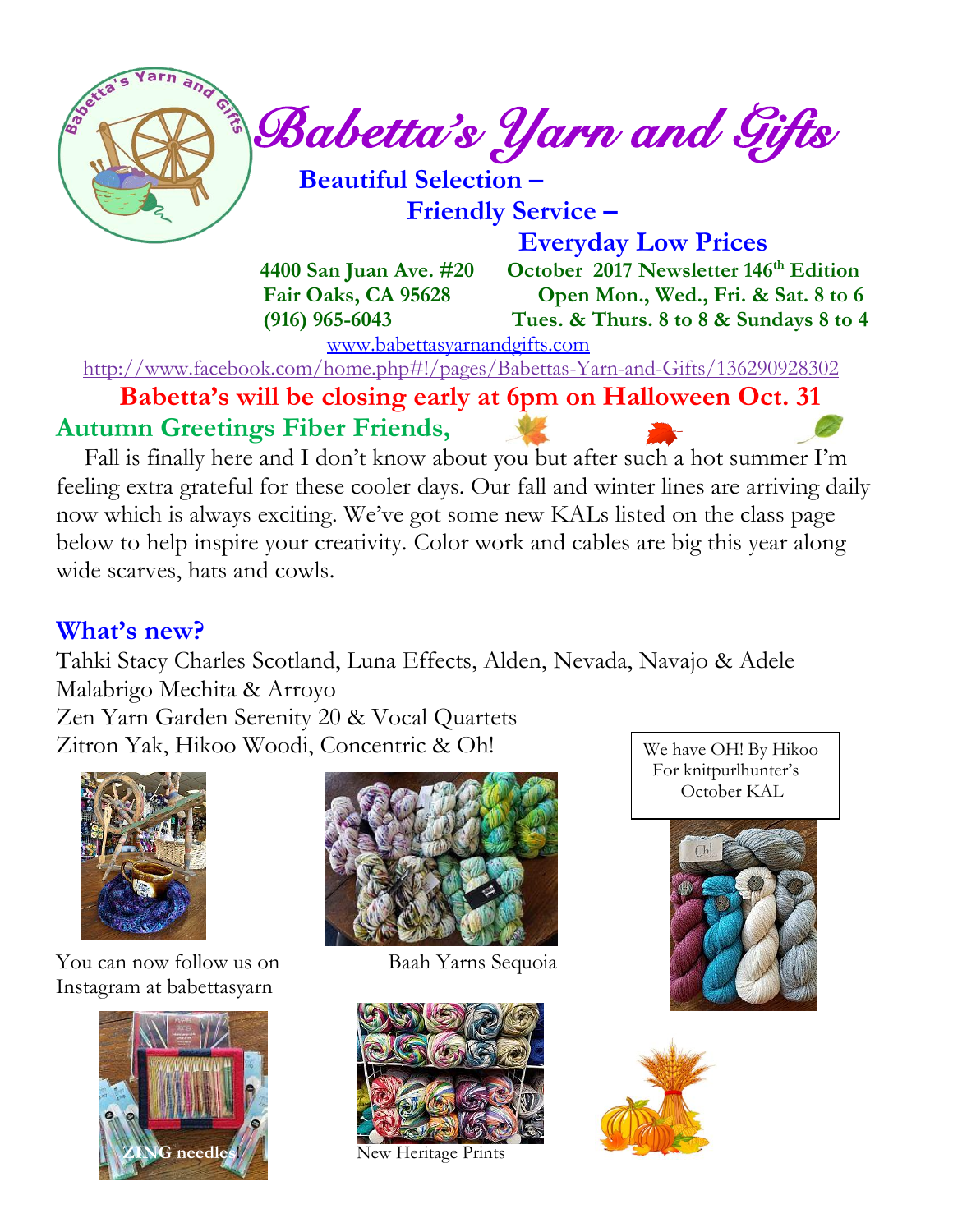# Babetta's Yarn and Gifts

**Beautiful Selection –**
**Friendly Service –**
**Everyday Low Prices**

**4400 San Juan Ave. #20**
**Fair Oaks, CA 95628**
**(916) 965-6043**

**October 2017 Newsletter 146th Edition**
**Open Mon., Wed., Fri. & Sat. 8 to 6**
**Tues. & Thurs. 8 to 8 & Sundays 8 to 4**

www.babettasyarnandgifts.com

http://www.facebook.com/home.php#!/pages/Babettas-Yarn-and-Gifts/136290928302

**Babetta's will be closing early at 6pm on Halloween Oct. 31**

## Autumn Greetings Fiber Friends,

Fall is finally here and I don't know about you but after such a hot summer I'm feeling extra grateful for these cooler days. Our fall and winter lines are arriving daily now which is always exciting. We've got some new KALs listed on the class page below to help inspire your creativity. Color work and cables are big this year along wide scarves, hats and cowls.

## What's new?

Tahki Stacy Charles Scotland, Luna Effects, Alden, Nevada, Navajo & Adele
Malabrigo Mechita & Arroyo
Zen Yarn Garden Serenity 20 & Vocal Quartets
Zitron Yak, Hikoo Woodi, Concentric & Oh!

We have OH! By Hikoo For knitpurlhunter's October KAL

You can now follow us on Instagram at babettasyarn

Baah Yarns Sequoia

ZING needles

New Heritage Prints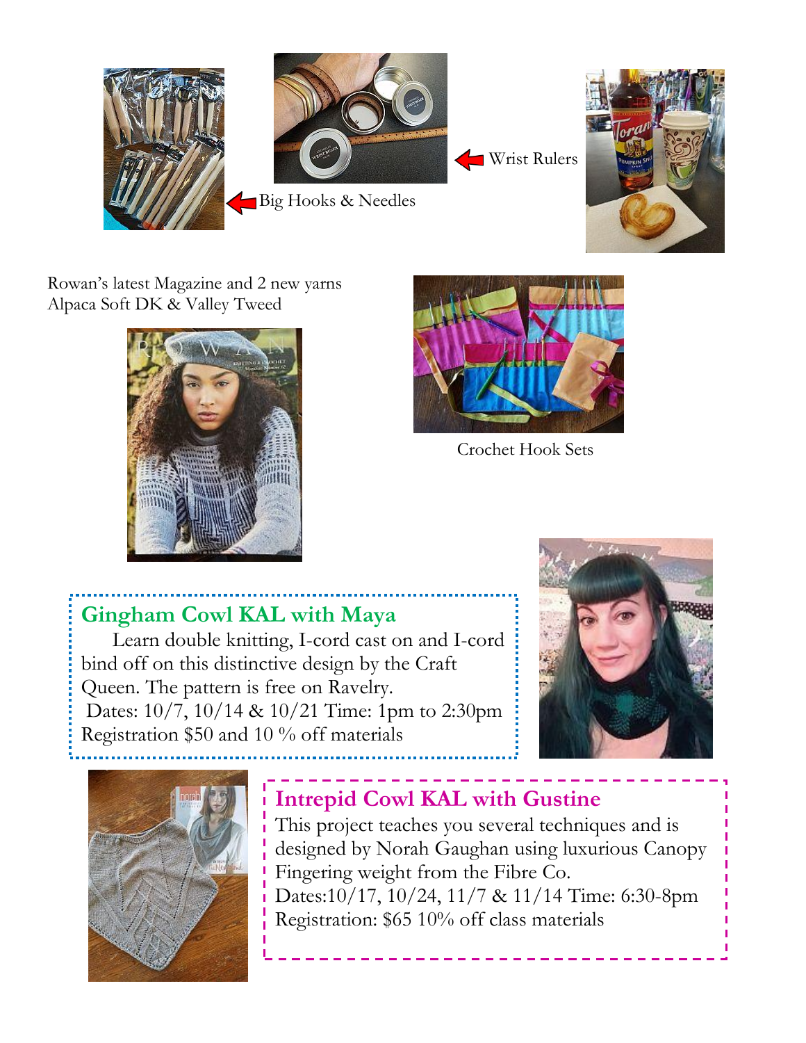Big Hooks & Needles

Wrist Rulers

Rowan's latest Magazine and 2 new yarns
Alpaca Soft DK & Valley Tweed

Crochet Hook Sets

## Gingham Cowl KAL with Maya

Learn double knitting, I-cord cast on and I-cord bind off on this distinctive design by the Craft Queen. The pattern is free on Ravelry.
Dates: 10/7, 10/14 & 10/21 Time: 1pm to 2:30pm
Registration $50 and 10 % off materials

## Intrepid Cowl KAL with Gustine

This project teaches you several techniques and is designed by Norah Gaughan using luxurious Canopy Fingering weight from the Fibre Co.
Dates:10/17, 10/24, 11/7 & 11/14 Time: 6:30-8pm
Registration: $65 10% off class materials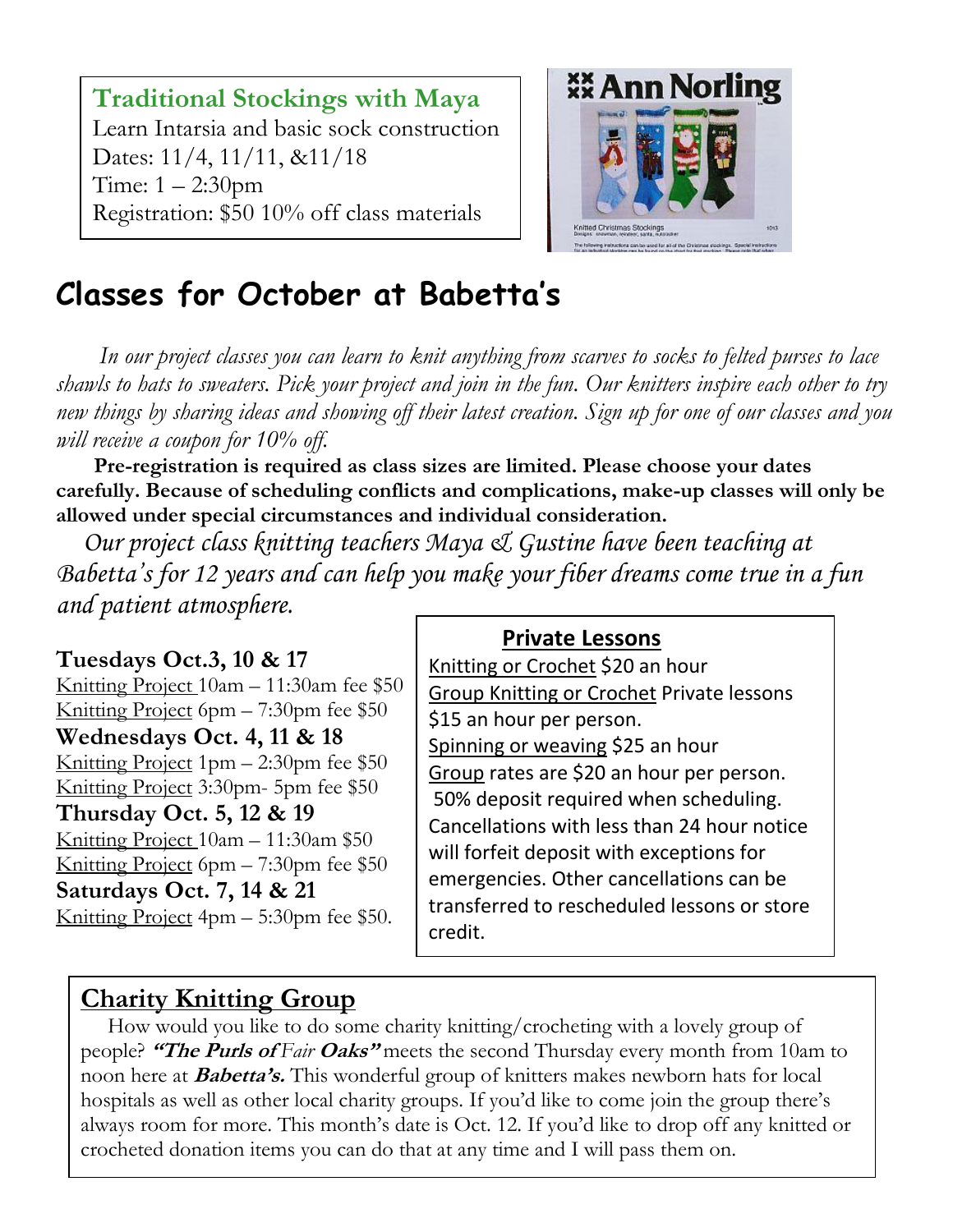**Traditional Stockings with Maya**

Learn Intarsia and basic sock construction
Dates: 11/4, 11/11, &11/18
Time: 1 – 2:30pm
Registration: $50 10% off class materials

# Classes for October at Babetta's

*In our project classes you can learn to knit anything from scarves to socks to felted purses to lace shawls to hats to sweaters. Pick your project and join in the fun. Our knitters inspire each other to try new things by sharing ideas and showing off their latest creation. Sign up for one of our classes and you will receive a coupon for 10% off.*

**Pre-registration is required as class sizes are limited. Please choose your dates carefully. Because of scheduling conflicts and complications, make-up classes will only be allowed under special circumstances and individual consideration.**

*Our project class knitting teachers Maya & Gustine have been teaching at Babetta's for 12 years and can help you make your fiber dreams come true in a fun and patient atmosphere.*

**Tuesdays Oct.3, 10 & 17**
Knitting Project 10am – 11:30am fee $50
Knitting Project 6pm – 7:30pm fee $50

**Wednesdays Oct. 4, 11 & 18**
Knitting Project 1pm – 2:30pm fee $50
Knitting Project 3:30pm- 5pm fee $50

**Thursday Oct. 5, 12 & 19**
Knitting Project 10am – 11:30am $50
Knitting Project 6pm – 7:30pm fee $50

**Saturdays Oct. 7, 14 & 21**
Knitting Project 4pm – 5:30pm fee $50.

## Private Lessons

Knitting or Crochet $20 an hour
Group Knitting or Crochet Private lessons $15 an hour per person.
Spinning or weaving $25 an hour
Group rates are $20 an hour per person.
50% deposit required when scheduling. Cancellations with less than 24 hour notice will forfeit deposit with exceptions for emergencies. Other cancellations can be transferred to rescheduled lessons or store credit.

## Charity Knitting Group

How would you like to do some charity knitting/crocheting with a lovely group of people? ***"The Purls of** Fair **Oaks"*** meets the second Thursday every month from 10am to noon here at ***Babetta's.*** This wonderful group of knitters makes newborn hats for local hospitals as well as other local charity groups. If you'd like to come join the group there's always room for more. This month's date is Oct. 12. If you'd like to drop off any knitted or crocheted donation items you can do that at any time and I will pass them on.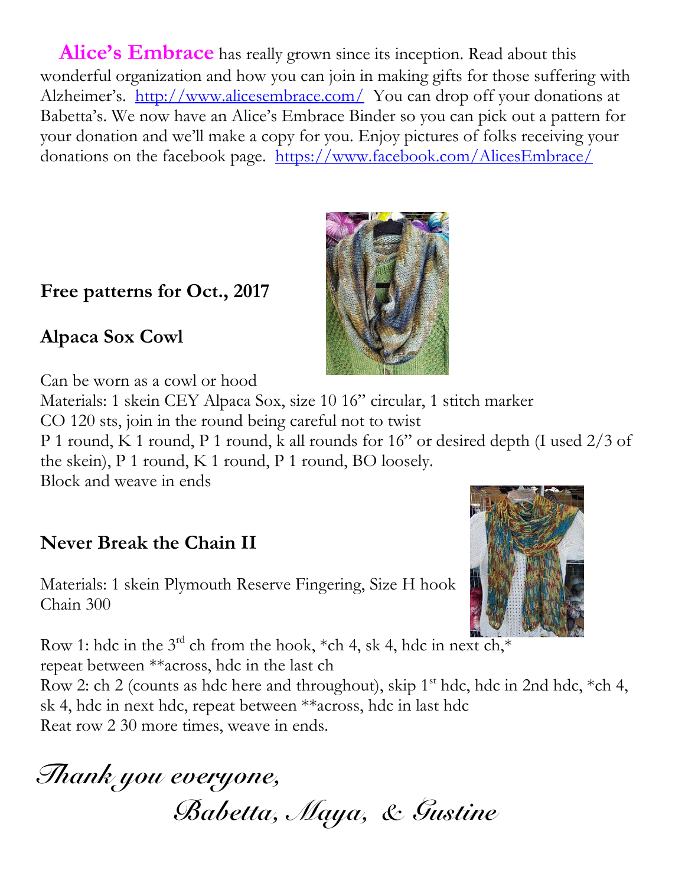**Alice's Embrace** has really grown since its inception. Read about this wonderful organization and how you can join in making gifts for those suffering with Alzheimer's. http://www.alicesembrace.com/ You can drop off your donations at Babetta's. We now have an Alice's Embrace Binder so you can pick out a pattern for your donation and we'll make a copy for you. Enjoy pictures of folks receiving your donations on the facebook page. https://www.facebook.com/AlicesEmbrace/

## Free patterns for Oct., 2017

### Alpaca Sox Cowl

Can be worn as a cowl or hood
Materials: 1 skein CEY Alpaca Sox, size 10 16" circular, 1 stitch marker
CO 120 sts, join in the round being careful not to twist
P 1 round, K 1 round, P 1 round, k all rounds for 16" or desired depth (I used 2/3 of the skein), P 1 round, K 1 round, P 1 round, BO loosely.
Block and weave in ends

### Never Break the Chain II

Materials: 1 skein Plymouth Reserve Fingering, Size H hook
Chain 300

Row 1: hdc in the 3rd ch from the hook, *ch 4, sk 4, hdc in next ch,* repeat between **across, hdc in the last ch
Row 2: ch 2 (counts as hdc here and throughout), skip 1st hdc, hdc in 2nd hdc, *ch 4, sk 4, hdc in next hdc, repeat between **across, hdc in last hdc
Reat row 2 30 more times, weave in ends.

*Thank you everyone,*

*Babetta, Maya, & Gustine*